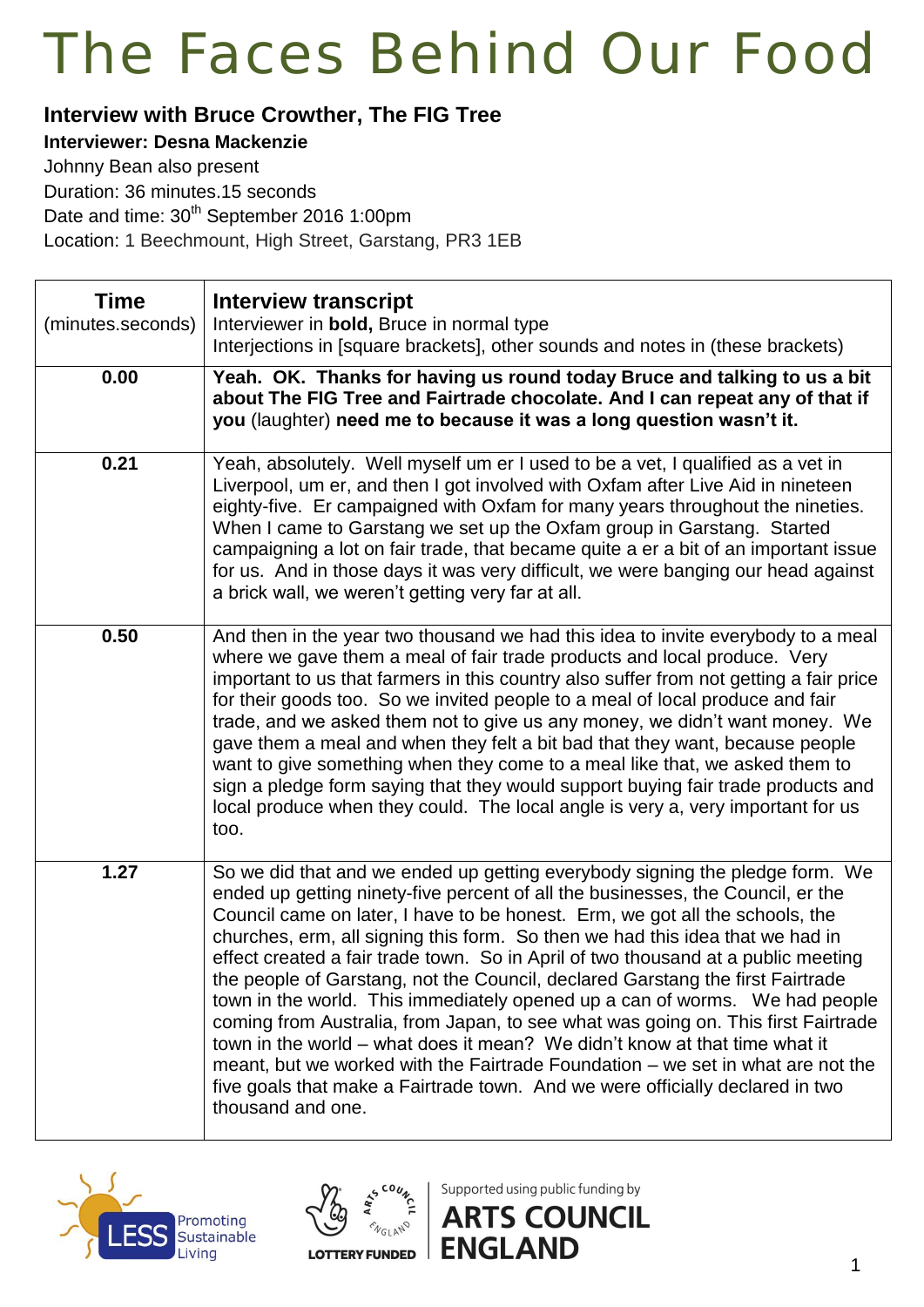# The Faces Behind Our Food

**Interview with Bruce Crowther, The FIG Tree**

**Interviewer: Desna Mackenzie**

Johnny Bean also present

Duration: 36 minutes.15 seconds

Date and time: 30th September 2016 1:00pm

Location: 1 Beechmount, High Street, Garstang, PR3 1EB

| Time (minutes.seconds) | Interview transcript<br>Interviewer in **bold,** Bruce in normal type<br>Interjections in [square brackets], other sounds and notes in (these brackets) |
|---|---|
| 0.00 | **Yeah. OK. Thanks for having us round today Bruce and talking to us a bit about The FIG Tree and Fairtrade chocolate. And I can repeat any of that if you** (laughter) **need me to because it was a long question wasn't it.** |
| 0.21 | Yeah, absolutely. Well myself um er I used to be a vet, I qualified as a vet in Liverpool, um er, and then I got involved with Oxfam after Live Aid in nineteen eighty-five. Er campaigned with Oxfam for many years throughout the nineties. When I came to Garstang we set up the Oxfam group in Garstang. Started campaigning a lot on fair trade, that became quite a er a bit of an important issue for us. And in those days it was very difficult, we were banging our head against a brick wall, we weren't getting very far at all. |
| 0.50 | And then in the year two thousand we had this idea to invite everybody to a meal where we gave them a meal of fair trade products and local produce. Very important to us that farmers in this country also suffer from not getting a fair price for their goods too. So we invited people to a meal of local produce and fair trade, and we asked them not to give us any money, we didn't want money. We gave them a meal and when they felt a bit bad that they want, because people want to give something when they come to a meal like that, we asked them to sign a pledge form saying that they would support buying fair trade products and local produce when they could. The local angle is very a, very important for us too. |
| 1.27 | So we did that and we ended up getting everybody signing the pledge form. We ended up getting ninety-five percent of all the businesses, the Council, er the Council came on later, I have to be honest. Erm, we got all the schools, the churches, erm, all signing this form. So then we had this idea that we had in effect created a fair trade town. So in April of two thousand at a public meeting the people of Garstang, not the Council, declared Garstang the first Fairtrade town in the world. This immediately opened up a can of worms. We had people coming from Australia, from Japan, to see what was going on. This first Fairtrade town in the world – what does it mean? We didn't know at that time what it meant, but we worked with the Fairtrade Foundation – we set in what are not the five goals that make a Fairtrade town. And we were officially declared in two thousand and one. |

LESS Promoting Sustainable Living

LOTTERY FUNDED — Supported using public funding by ARTS COUNCIL ENGLAND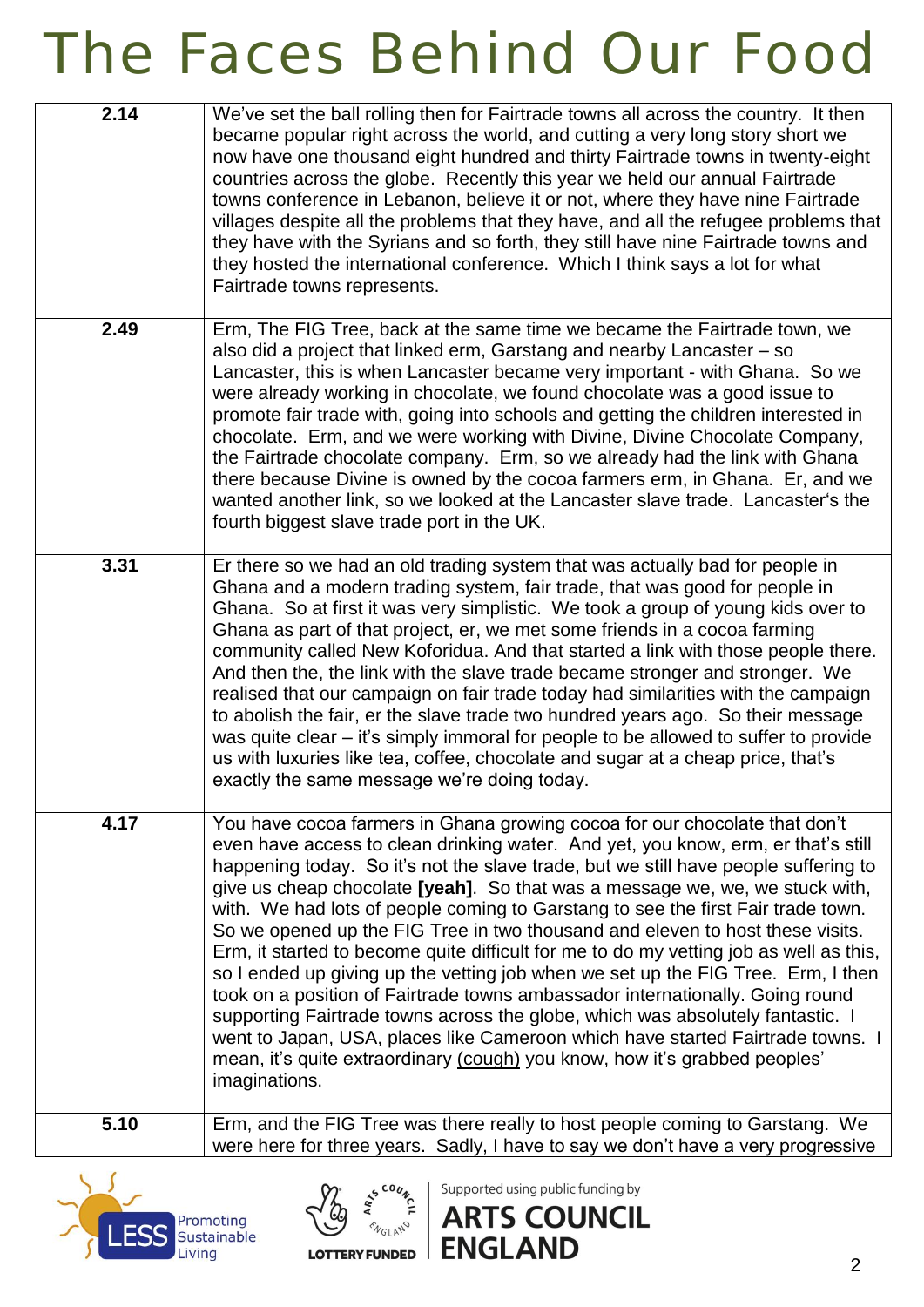| | |
|---|---|
| 2.14 | We've set the ball rolling then for Fairtrade towns all across the country. It then became popular right across the world, and cutting a very long story short we now have one thousand eight hundred and thirty Fairtrade towns in twenty-eight countries across the globe. Recently this year we held our annual Fairtrade towns conference in Lebanon, believe it or not, where they have nine Fairtrade villages despite all the problems that they have, and all the refugee problems that they have with the Syrians and so forth, they still have nine Fairtrade towns and they hosted the international conference. Which I think says a lot for what Fairtrade towns represents. |
| 2.49 | Erm, The FIG Tree, back at the same time we became the Fairtrade town, we also did a project that linked erm, Garstang and nearby Lancaster – so Lancaster, this is when Lancaster became very important - with Ghana. So we were already working in chocolate, we found chocolate was a good issue to promote fair trade with, going into schools and getting the children interested in chocolate. Erm, and we were working with Divine, Divine Chocolate Company, the Fairtrade chocolate company. Erm, so we already had the link with Ghana there because Divine is owned by the cocoa farmers erm, in Ghana. Er, and we wanted another link, so we looked at the Lancaster slave trade. Lancaster's the fourth biggest slave trade port in the UK. |
| 3.31 | Er there so we had an old trading system that was actually bad for people in Ghana and a modern trading system, fair trade, that was good for people in Ghana. So at first it was very simplistic. We took a group of young kids over to Ghana as part of that project, er, we met some friends in a cocoa farming community called New Koforidua. And that started a link with those people there. And then the, the link with the slave trade became stronger and stronger. We realised that our campaign on fair trade today had similarities with the campaign to abolish the fair, er the slave trade two hundred years ago. So their message was quite clear – it's simply immoral for people to be allowed to suffer to provide us with luxuries like tea, coffee, chocolate and sugar at a cheap price, that's exactly the same message we're doing today. |
| 4.17 | You have cocoa farmers in Ghana growing cocoa for our chocolate that don't even have access to clean drinking water. And yet, you know, erm, er that's still happening today. So it's not the slave trade, but we still have people suffering to give us cheap chocolate **[yeah]**. So that was a message we, we, we stuck with, with. We had lots of people coming to Garstang to see the first Fair trade town. So we opened up the FIG Tree in two thousand and eleven to host these visits. Erm, it started to become quite difficult for me to do my vetting job as well as this, so I ended up giving up the vetting job when we set up the FIG Tree. Erm, I then took on a position of Fairtrade towns ambassador internationally. Going round supporting Fairtrade towns across the globe, which was absolutely fantastic. I went to Japan, USA, places like Cameroon which have started Fairtrade towns. I mean, it's quite extraordinary (cough) you know, how it's grabbed peoples' imaginations. |
| 5.10 | Erm, and the FIG Tree was there really to host people coming to Garstang. We were here for three years. Sadly, I have to say we don't have a very progressive |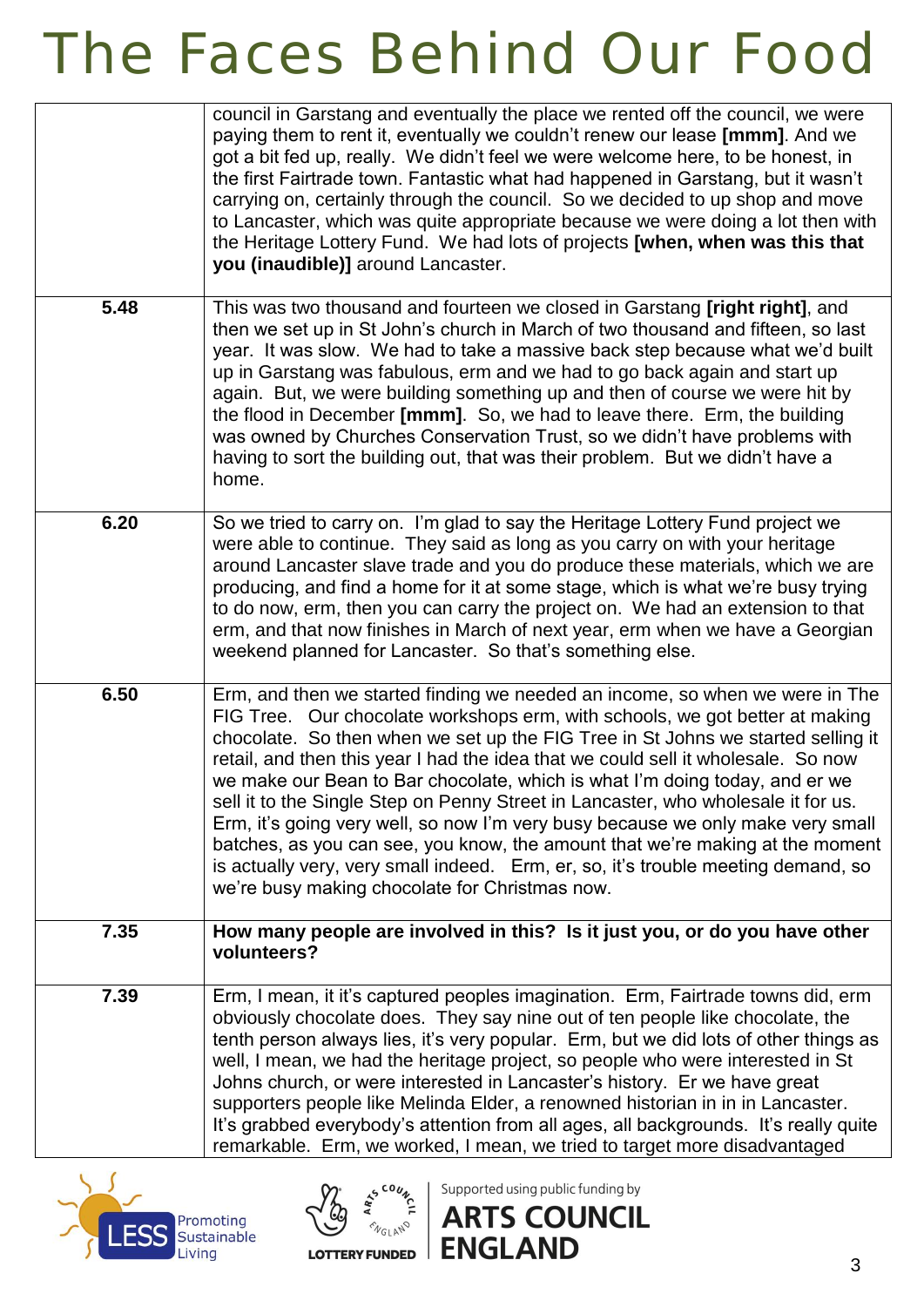| | |
|---|---|
| | council in Garstang and eventually the place we rented off the council, we were paying them to rent it, eventually we couldn't renew our lease **[mmm]**. And we got a bit fed up, really. We didn't feel we were welcome here, to be honest, in the first Fairtrade town. Fantastic what had happened in Garstang, but it wasn't carrying on, certainly through the council. So we decided to up shop and move to Lancaster, which was quite appropriate because we were doing a lot then with the Heritage Lottery Fund. We had lots of projects **[when, when was this that you (inaudible)]** around Lancaster. |
| **5.48** | This was two thousand and fourteen we closed in Garstang **[right right]**, and then we set up in St John's church in March of two thousand and fifteen, so last year. It was slow. We had to take a massive back step because what we'd built up in Garstang was fabulous, erm and we had to go back again and start up again. But, we were building something up and then of course we were hit by the flood in December **[mmm]**. So, we had to leave there. Erm, the building was owned by Churches Conservation Trust, so we didn't have problems with having to sort the building out, that was their problem. But we didn't have a home. |
| **6.20** | So we tried to carry on. I'm glad to say the Heritage Lottery Fund project we were able to continue. They said as long as you carry on with your heritage around Lancaster slave trade and you do produce these materials, which we are producing, and find a home for it at some stage, which is what we're busy trying to do now, erm, then you can carry the project on. We had an extension to that erm, and that now finishes in March of next year, erm when we have a Georgian weekend planned for Lancaster. So that's something else. |
| **6.50** | Erm, and then we started finding we needed an income, so when we were in The FIG Tree. Our chocolate workshops erm, with schools, we got better at making chocolate. So then when we set up the FIG Tree in St Johns we started selling it retail, and then this year I had the idea that we could sell it wholesale. So now we make our Bean to Bar chocolate, which is what I'm doing today, and er we sell it to the Single Step on Penny Street in Lancaster, who wholesale it for us. Erm, it's going very well, so now I'm very busy because we only make very small batches, as you can see, you know, the amount that we're making at the moment is actually very, very small indeed. Erm, er, so, it's trouble meeting demand, so we're busy making chocolate for Christmas now. |
| **7.35** | **How many people are involved in this? Is it just you, or do you have other volunteers?** |
| **7.39** | Erm, I mean, it it's captured peoples imagination. Erm, Fairtrade towns did, erm obviously chocolate does. They say nine out of ten people like chocolate, the tenth person always lies, it's very popular. Erm, but we did lots of other things as well, I mean, we had the heritage project, so people who were interested in St Johns church, or were interested in Lancaster's history. Er we have great supporters people like Melinda Elder, a renowned historian in in in Lancaster. It's grabbed everybody's attention from all ages, all backgrounds. It's really quite remarkable. Erm, we worked, I mean, we tried to target more disadvantaged |

Promoting Sustainable Living

Supported using public funding by ARTS COUNCIL ENGLAND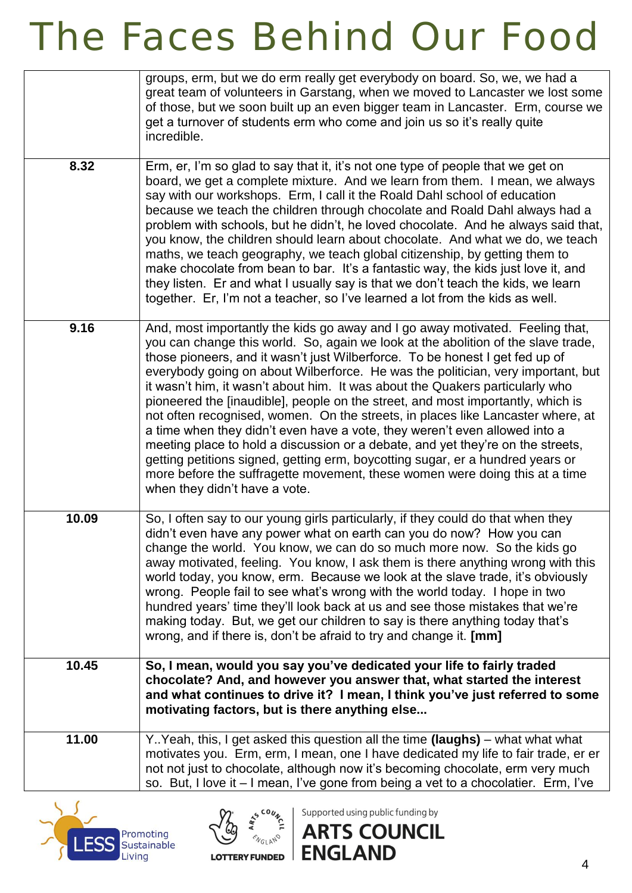| | |
|---|---|
| | groups, erm, but we do erm really get everybody on board. So, we, we had a great team of volunteers in Garstang, when we moved to Lancaster we lost some of those, but we soon built up an even bigger team in Lancaster. Erm, course we get a turnover of students erm who come and join us so it's really quite incredible. |
| **8.32** | Erm, er, I'm so glad to say that it, it's not one type of people that we get on board, we get a complete mixture. And we learn from them. I mean, we always say with our workshops. Erm, I call it the Roald Dahl school of education because we teach the children through chocolate and Roald Dahl always had a problem with schools, but he didn't, he loved chocolate. And he always said that, you know, the children should learn about chocolate. And what we do, we teach maths, we teach geography, we teach global citizenship, by getting them to make chocolate from bean to bar. It's a fantastic way, the kids just love it, and they listen. Er and what I usually say is that we don't teach the kids, we learn together. Er, I'm not a teacher, so I've learned a lot from the kids as well. |
| **9.16** | And, most importantly the kids go away and I go away motivated. Feeling that, you can change this world. So, again we look at the abolition of the slave trade, those pioneers, and it wasn't just Wilberforce. To be honest I get fed up of everybody going on about Wilberforce. He was the politician, very important, but it wasn't him, it wasn't about him. It was about the Quakers particularly who pioneered the [inaudible], people on the street, and most importantly, which is not often recognised, women. On the streets, in places like Lancaster where, at a time when they didn't even have a vote, they weren't even allowed into a meeting place to hold a discussion or a debate, and yet they're on the streets, getting petitions signed, getting erm, boycotting sugar, er a hundred years or more before the suffragette movement, these women were doing this at a time when they didn't have a vote. |
| **10.09** | So, I often say to our young girls particularly, if they could do that when they didn't even have any power what on earth can you do now? How you can change the world. You know, we can do so much more now. So the kids go away motivated, feeling. You know, I ask them is there anything wrong with this world today, you know, erm. Because we look at the slave trade, it's obviously wrong. People fail to see what's wrong with the world today. I hope in two hundred years' time they'll look back at us and see those mistakes that we're making today. But, we get our children to say is there anything today that's wrong, and if there is, don't be afraid to try and change it. **[mm]** |
| **10.45** | **So, I mean, would you say you've dedicated your life to fairly traded chocolate? And, and however you answer that, what started the interest and what continues to drive it? I mean, I think you've just referred to some motivating factors, but is there anything else...** |
| **11.00** | Y..Yeah, this, I get asked this question all the time **(laughs)** – what what what motivates you. Erm, erm, I mean, one I have dedicated my life to fair trade, er er not not just to chocolate, although now it's becoming chocolate, erm very much so. But, I love it – I mean, I've gone from being a vet to a chocolatier. Erm, I've |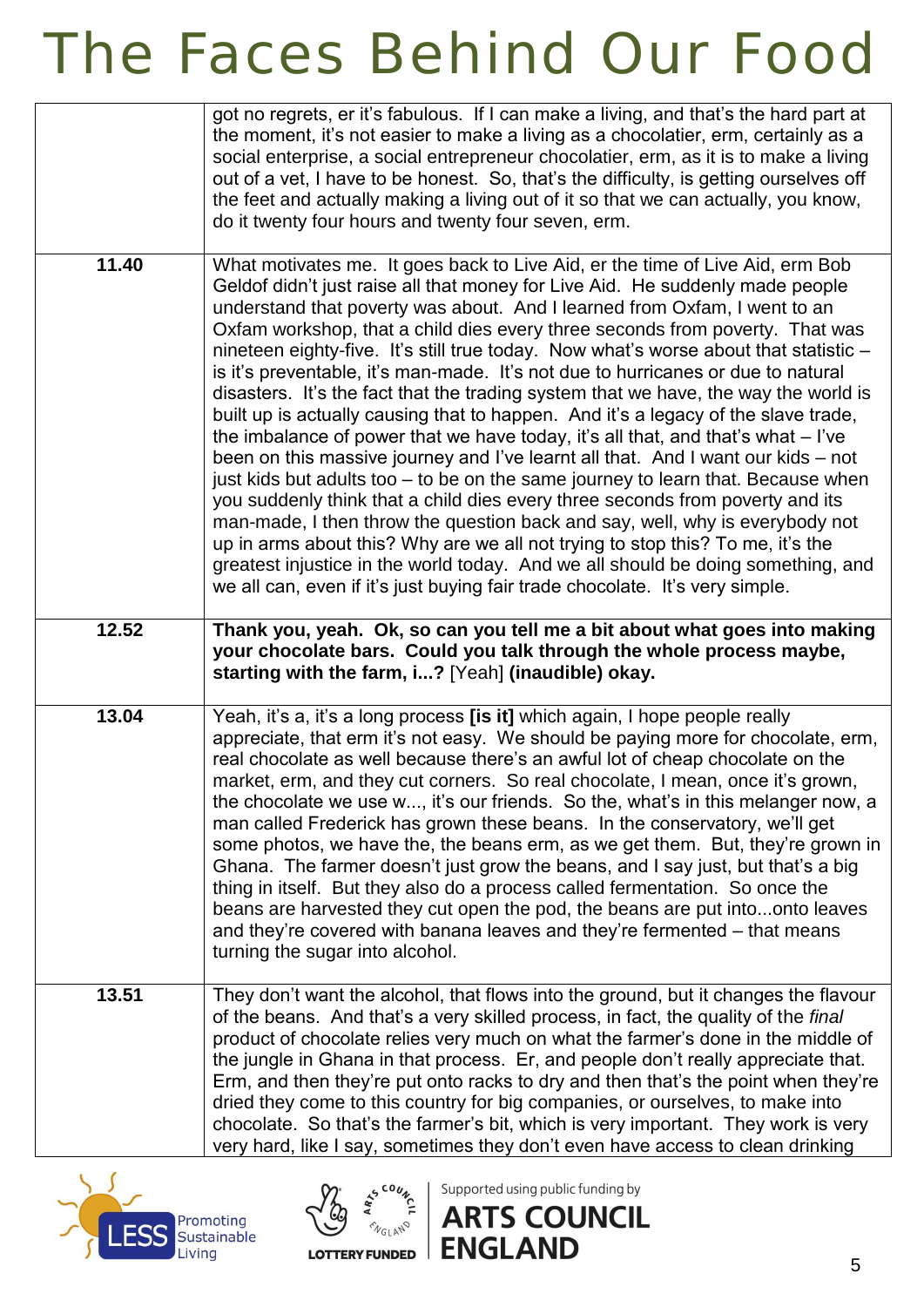|  |  |
|---|---|
|  | got no regrets, er it's fabulous. If I can make a living, and that's the hard part at the moment, it's not easier to make a living as a chocolatier, erm, certainly as a social enterprise, a social entrepreneur chocolatier, erm, as it is to make a living out of a vet, I have to be honest. So, that's the difficulty, is getting ourselves off the feet and actually making a living out of it so that we can actually, you know, do it twenty four hours and twenty four seven, erm. |
| **11.40** | What motivates me. It goes back to Live Aid, er the time of Live Aid, erm Bob Geldof didn't just raise all that money for Live Aid. He suddenly made people understand that poverty was about. And I learned from Oxfam, I went to an Oxfam workshop, that a child dies every three seconds from poverty. That was nineteen eighty-five. It's still true today. Now what's worse about that statistic – is it's preventable, it's man-made. It's not due to hurricanes or due to natural disasters. It's the fact that the trading system that we have, the way the world is built up is actually causing that to happen. And it's a legacy of the slave trade, the imbalance of power that we have today, it's all that, and that's what – I've been on this massive journey and I've learnt all that. And I want our kids – not just kids but adults too – to be on the same journey to learn that. Because when you suddenly think that a child dies every three seconds from poverty and its man-made, I then throw the question back and say, well, why is everybody not up in arms about this? Why are we all not trying to stop this? To me, it's the greatest injustice in the world today. And we all should be doing something, and we all can, even if it's just buying fair trade chocolate. It's very simple. |
| **12.52** | **Thank you, yeah. Ok, so can you tell me a bit about what goes into making your chocolate bars. Could you talk through the whole process maybe, starting with the farm, i...?** [Yeah] **(inaudible) okay.** |
| **13.04** | Yeah, it's a, it's a long process **[is it]** which again, I hope people really appreciate, that erm it's not easy. We should be paying more for chocolate, erm, real chocolate as well because there's an awful lot of cheap chocolate on the market, erm, and they cut corners. So real chocolate, I mean, once it's grown, the chocolate we use w..., it's our friends. So the, what's in this melanger now, a man called Frederick has grown these beans. In the conservatory, we'll get some photos, we have the, the beans erm, as we get them. But, they're grown in Ghana. The farmer doesn't just grow the beans, and I say just, but that's a big thing in itself. But they also do a process called fermentation. So once the beans are harvested they cut open the pod, the beans are put into...onto leaves and they're covered with banana leaves and they're fermented – that means turning the sugar into alcohol. |
| **13.51** | They don't want the alcohol, that flows into the ground, but it changes the flavour of the beans. And that's a very skilled process, in fact, the quality of the *final* product of chocolate relies very much on what the farmer's done in the middle of the jungle in Ghana in that process. Er, and people don't really appreciate that. Erm, and then they're put onto racks to dry and then that's the point when they're dried they come to this country for big companies, or ourselves, to make into chocolate. So that's the farmer's bit, which is very important. They work is very very hard, like I say, sometimes they don't even have access to clean drinking |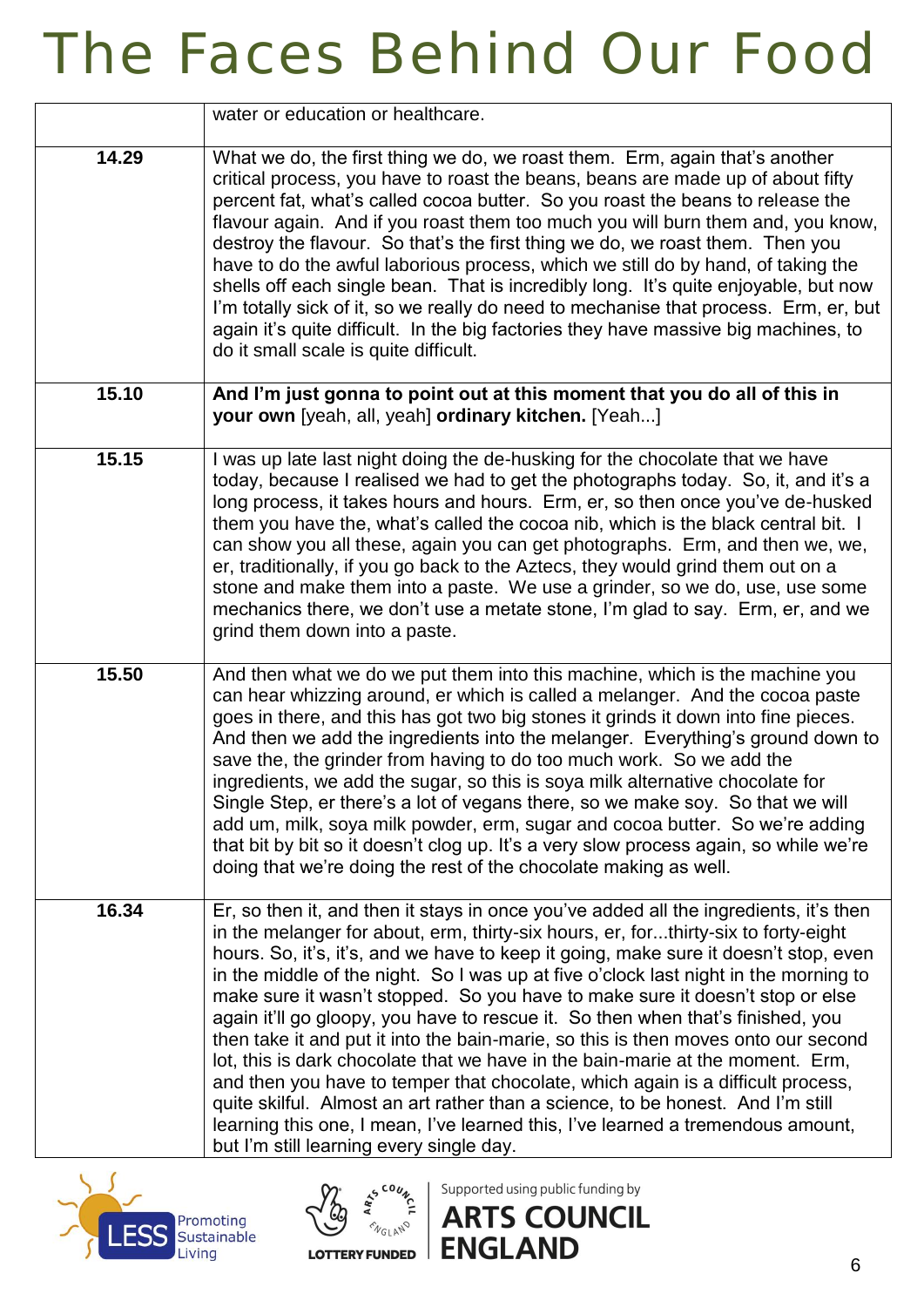| | |
|---|---|
| | water or education or healthcare. |
| **14.29** | What we do, the first thing we do, we roast them. Erm, again that's another critical process, you have to roast the beans, beans are made up of about fifty percent fat, what's called cocoa butter. So you roast the beans to release the flavour again. And if you roast them too much you will burn them and, you know, destroy the flavour. So that's the first thing we do, we roast them. Then you have to do the awful laborious process, which we still do by hand, of taking the shells off each single bean. That is incredibly long. It's quite enjoyable, but now I'm totally sick of it, so we really do need to mechanise that process. Erm, er, but again it's quite difficult. In the big factories they have massive big machines, to do it small scale is quite difficult. |
| **15.10** | **And I'm just gonna to point out at this moment that you do all of this in your own** [yeah, all, yeah] **ordinary kitchen.** [Yeah...] |
| **15.15** | I was up late last night doing the de-husking for the chocolate that we have today, because I realised we had to get the photographs today. So, it, and it's a long process, it takes hours and hours. Erm, er, so then once you've de-husked them you have the, what's called the cocoa nib, which is the black central bit. I can show you all these, again you can get photographs. Erm, and then we, we, er, traditionally, if you go back to the Aztecs, they would grind them out on a stone and make them into a paste. We use a grinder, so we do, use, use some mechanics there, we don't use a metate stone, I'm glad to say. Erm, er, and we grind them down into a paste. |
| **15.50** | And then what we do we put them into this machine, which is the machine you can hear whizzing around, er which is called a melanger. And the cocoa paste goes in there, and this has got two big stones it grinds it down into fine pieces. And then we add the ingredients into the melanger. Everything's ground down to save the, the grinder from having to do too much work. So we add the ingredients, we add the sugar, so this is soya milk alternative chocolate for Single Step, er there's a lot of vegans there, so we make soy. So that we will add um, milk, soya milk powder, erm, sugar and cocoa butter. So we're adding that bit by bit so it doesn't clog up. It's a very slow process again, so while we're doing that we're doing the rest of the chocolate making as well. |
| **16.34** | Er, so then it, and then it stays in once you've added all the ingredients, it's then in the melanger for about, erm, thirty-six hours, er, for...thirty-six to forty-eight hours. So, it's, it's, and we have to keep it going, make sure it doesn't stop, even in the middle of the night. So I was up at five o'clock last night in the morning to make sure it wasn't stopped. So you have to make sure it doesn't stop or else again it'll go gloopy, you have to rescue it. So then when that's finished, you then take it and put it into the bain-marie, so this is then moves onto our second lot, this is dark chocolate that we have in the bain-marie at the moment. Erm, and then you have to temper that chocolate, which again is a difficult process, quite skilful. Almost an art rather than a science, to be honest. And I'm still learning this one, I mean, I've learned this, I've learned a tremendous amount, but I'm still learning every single day. |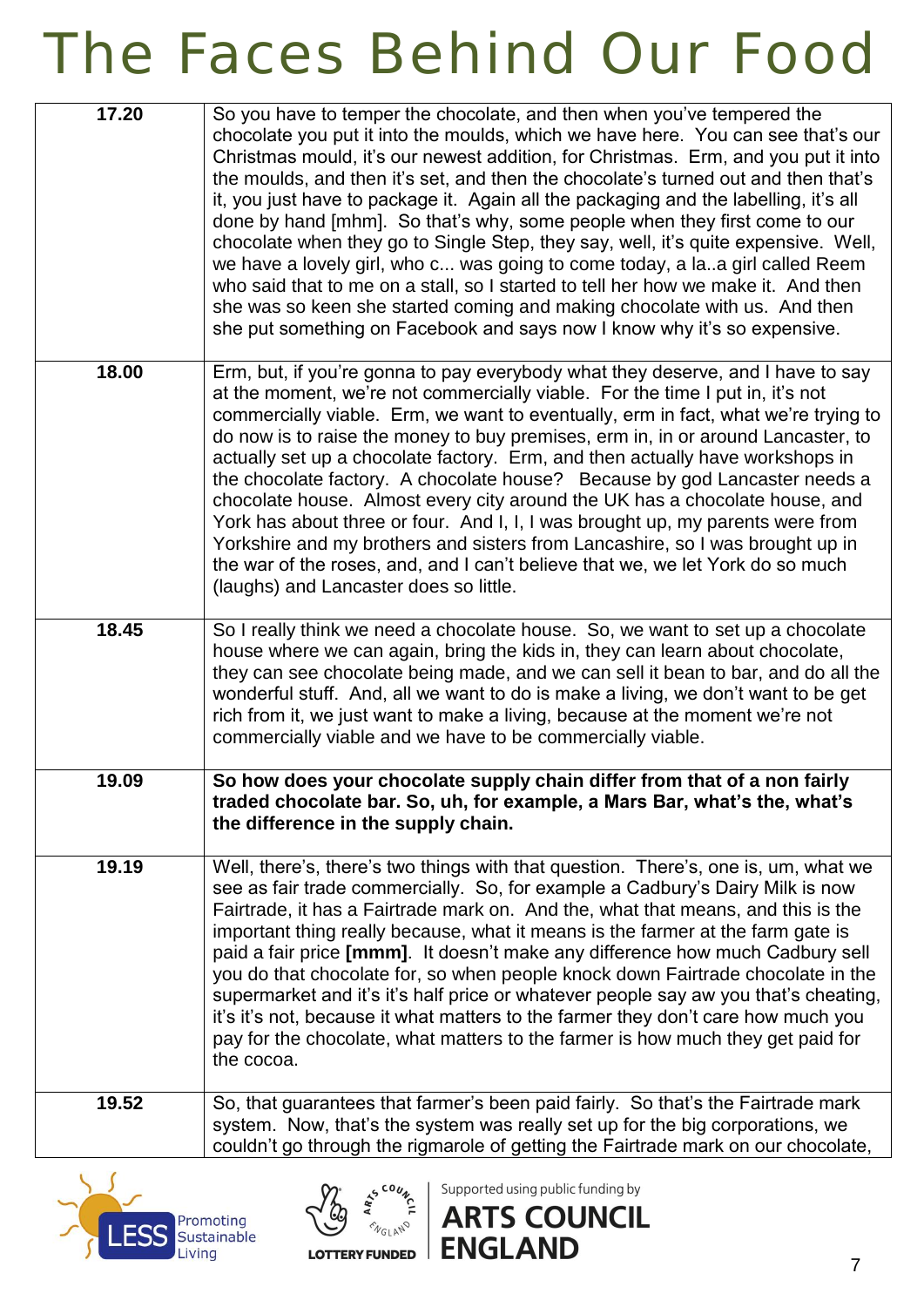# The Faces Behind Our Food

| | |
|---|---|
| **17.20** | So you have to temper the chocolate, and then when you've tempered the chocolate you put it into the moulds, which we have here. You can see that's our Christmas mould, it's our newest addition, for Christmas. Erm, and you put it into the moulds, and then it's set, and then the chocolate's turned out and then that's it, you just have to package it. Again all the packaging and the labelling, it's all done by hand [mhm]. So that's why, some people when they first come to our chocolate when they go to Single Step, they say, well, it's quite expensive. Well, we have a lovely girl, who c... was going to come today, a la..a girl called Reem who said that to me on a stall, so I started to tell her how we make it. And then she was so keen she started coming and making chocolate with us. And then she put something on Facebook and says now I know why it's so expensive. |
| **18.00** | Erm, but, if you're gonna to pay everybody what they deserve, and I have to say at the moment, we're not commercially viable. For the time I put in, it's not commercially viable. Erm, we want to eventually, erm in fact, what we're trying to do now is to raise the money to buy premises, erm in, in or around Lancaster, to actually set up a chocolate factory. Erm, and then actually have workshops in the chocolate factory. A chocolate house? Because by god Lancaster needs a chocolate house. Almost every city around the UK has a chocolate house, and York has about three or four. And I, I, I was brought up, my parents were from Yorkshire and my brothers and sisters from Lancashire, so I was brought up in the war of the roses, and, and I can't believe that we, we let York do so much (laughs) and Lancaster does so little. |
| **18.45** | So I really think we need a chocolate house. So, we want to set up a chocolate house where we can again, bring the kids in, they can learn about chocolate, they can see chocolate being made, and we can sell it bean to bar, and do all the wonderful stuff. And, all we want to do is make a living, we don't want to be get rich from it, we just want to make a living, because at the moment we're not commercially viable and we have to be commercially viable. |
| **19.09** | **So how does your chocolate supply chain differ from that of a non fairly traded chocolate bar. So, uh, for example, a Mars Bar, what's the, what's the difference in the supply chain.** |
| **19.19** | Well, there's, there's two things with that question. There's, one is, um, what we see as fair trade commercially. So, for example a Cadbury's Dairy Milk is now Fairtrade, it has a Fairtrade mark on. And the, what that means, and this is the important thing really because, what it means is the farmer at the farm gate is paid a fair price **[mmm]**. It doesn't make any difference how much Cadbury sell you do that chocolate for, so when people knock down Fairtrade chocolate in the supermarket and it's it's half price or whatever people say aw you that's cheating, it's it's not, because it what matters to the farmer they don't care how much you pay for the chocolate, what matters to the farmer is how much they get paid for the cocoa. |
| **19.52** | So, that guarantees that farmer's been paid fairly. So that's the Fairtrade mark system. Now, that's the system was really set up for the big corporations, we couldn't go through the rigmarole of getting the Fairtrade mark on our chocolate, |

Promoting Sustainable Living

LOTTERY FUNDED

Supported using public funding by ARTS COUNCIL ENGLAND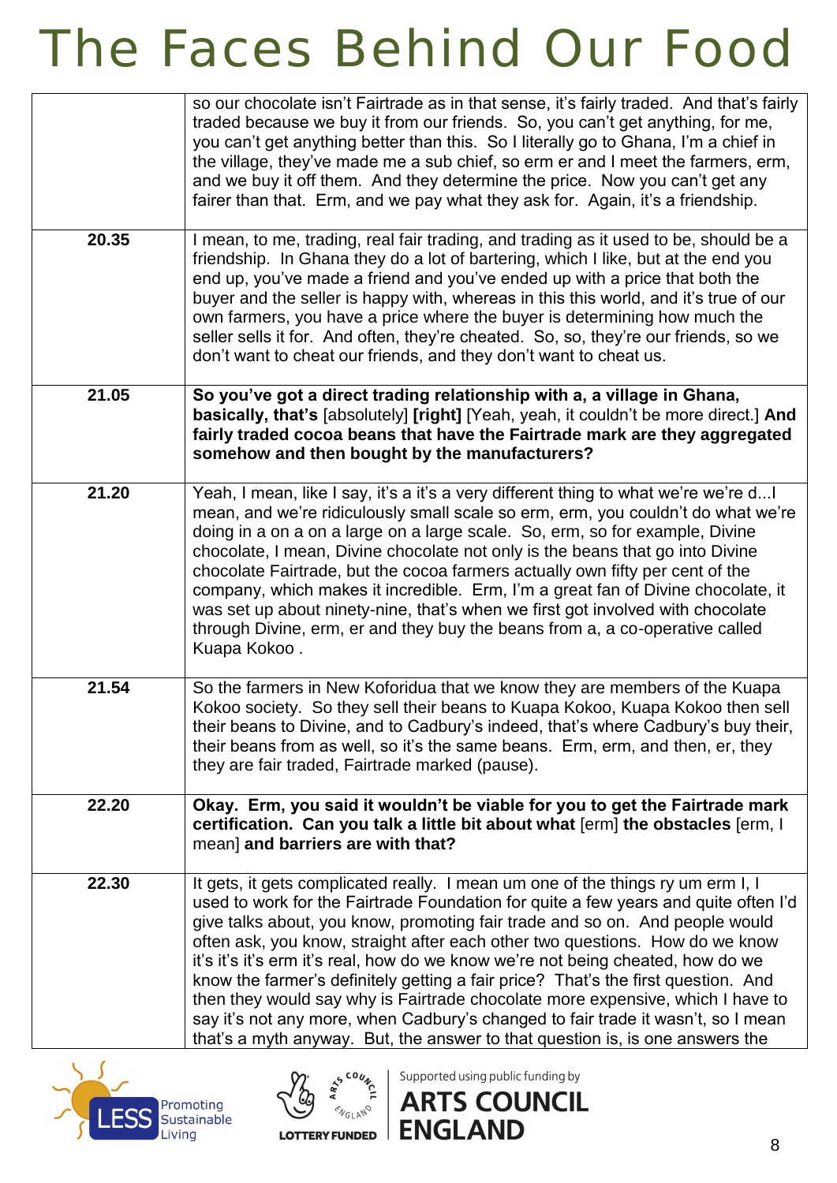| | |
|---|---|
| | so our chocolate isn't Fairtrade as in that sense, it's fairly traded. And that's fairly traded because we buy it from our friends. So, you can't get anything, for me, you can't get anything better than this. So I literally go to Ghana, I'm a chief in the village, they've made me a sub chief, so erm er and I meet the farmers, erm, and we buy it off them. And they determine the price. Now you can't get any fairer than that. Erm, and we pay what they ask for. Again, it's a friendship. |
| **20.35** | I mean, to me, trading, real fair trading, and trading as it used to be, should be a friendship. In Ghana they do a lot of bartering, which I like, but at the end you end up, you've made a friend and you've ended up with a price that both the buyer and the seller is happy with, whereas in this this world, and it's true of our own farmers, you have a price where the buyer is determining how much the seller sells it for. And often, they're cheated. So, so, they're our friends, so we don't want to cheat our friends, and they don't want to cheat us. |
| **21.05** | **So you've got a direct trading relationship with a, a village in Ghana, basically, that's** [absolutely] **[right]** [Yeah, yeah, it couldn't be more direct.] **And fairly traded cocoa beans that have the Fairtrade mark are they aggregated somehow and then bought by the manufacturers?** |
| **21.20** | Yeah, I mean, like I say, it's a it's a very different thing to what we're we're d...I mean, and we're ridiculously small scale so erm, erm, you couldn't do what we're doing in a on a on a large on a large scale. So, erm, so for example, Divine chocolate, I mean, Divine chocolate not only is the beans that go into Divine chocolate Fairtrade, but the cocoa farmers actually own fifty per cent of the company, which makes it incredible. Erm, I'm a great fan of Divine chocolate, it was set up about ninety-nine, that's when we first got involved with chocolate through Divine, erm, er and they buy the beans from a, a co-operative called Kuapa Kokoo . |
| **21.54** | So the farmers in New Koforidua that we know they are members of the Kuapa Kokoo society. So they sell their beans to Kuapa Kokoo, Kuapa Kokoo then sell their beans to Divine, and to Cadbury's indeed, that's where Cadbury's buy their, their beans from as well, so it's the same beans. Erm, erm, and then, er, they they are fair traded, Fairtrade marked (pause). |
| **22.20** | **Okay. Erm, you said it wouldn't be viable for you to get the Fairtrade mark certification. Can you talk a little bit about what** [erm] **the obstacles** [erm, I mean] **and barriers are with that?** |
| **22.30** | It gets, it gets complicated really. I mean um one of the things ry um erm I, I used to work for the Fairtrade Foundation for quite a few years and quite often I'd give talks about, you know, promoting fair trade and so on. And people would often ask, you know, straight after each other two questions. How do we know it's it's it's erm it's real, how do we know we're not being cheated, how do we know the farmer's definitely getting a fair price? That's the first question. And then they would say why is Fairtrade chocolate more expensive, which I have to say it's not any more, when Cadbury's changed to fair trade it wasn't, so I mean that's a myth anyway. But, the answer to that question is, is one answers the |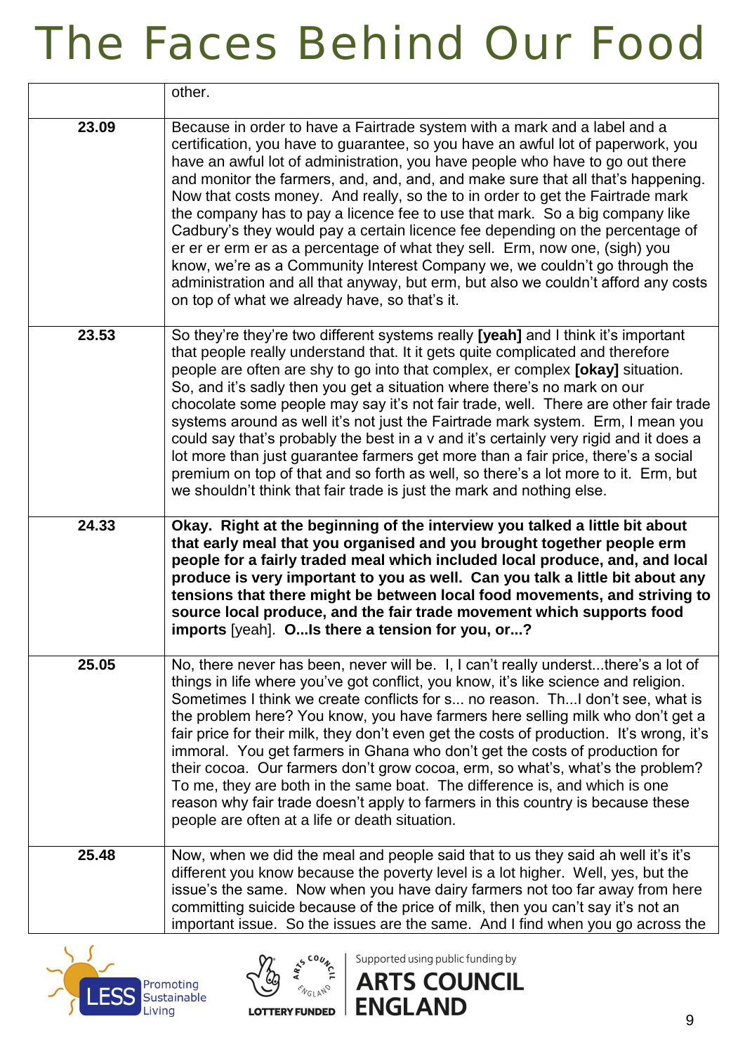|  |  |
|---|---|
|  | other. |
| **23.09** | Because in order to have a Fairtrade system with a mark and a label and a certification, you have to guarantee, so you have an awful lot of paperwork, you have an awful lot of administration, you have people who have to go out there and monitor the farmers, and, and, and, and make sure that all that's happening. Now that costs money. And really, so the to in order to get the Fairtrade mark the company has to pay a licence fee to use that mark. So a big company like Cadbury's they would pay a certain licence fee depending on the percentage of er er er erm er as a percentage of what they sell. Erm, now one, (sigh) you know, we're as a Community Interest Company we, we couldn't go through the administration and all that anyway, but erm, but also we couldn't afford any costs on top of what we already have, so that's it. |
| **23.53** | So they're they're two different systems really **[yeah]** and I think it's important that people really understand that. It it gets quite complicated and therefore people are often are shy to go into that complex, er complex **[okay]** situation. So, and it's sadly then you get a situation where there's no mark on our chocolate some people may say it's not fair trade, well. There are other fair trade systems around as well it's not just the Fairtrade mark system. Erm, I mean you could say that's probably the best in a v and it's certainly very rigid and it does a lot more than just guarantee farmers get more than a fair price, there's a social premium on top of that and so forth as well, so there's a lot more to it. Erm, but we shouldn't think that fair trade is just the mark and nothing else. |
| **24.33** | **Okay. Right at the beginning of the interview you talked a little bit about that early meal that you organised and you brought together people erm people for a fairly traded meal which included local produce, and, and local produce is very important to you as well. Can you talk a little bit about any tensions that there might be between local food movements, and striving to source local produce, and the fair trade movement which supports food imports** [yeah]. **O...Is there a tension for you, or...?** |
| **25.05** | No, there never has been, never will be. I, I can't really underst...there's a lot of things in life where you've got conflict, you know, it's like science and religion. Sometimes I think we create conflicts for s... no reason. Th...I don't see, what is the problem here? You know, you have farmers here selling milk who don't get a fair price for their milk, they don't even get the costs of production. It's wrong, it's immoral. You get farmers in Ghana who don't get the costs of production for their cocoa. Our farmers don't grow cocoa, erm, so what's, what's the problem? To me, they are both in the same boat. The difference is, and which is one reason why fair trade doesn't apply to farmers in this country is because these people are often at a life or death situation. |
| **25.48** | Now, when we did the meal and people said that to us they said ah well it's it's different you know because the poverty level is a lot higher. Well, yes, but the issue's the same. Now when you have dairy farmers not too far away from here committing suicide because of the price of milk, then you can't say it's not an important issue. So the issues are the same. And I find when you go across the |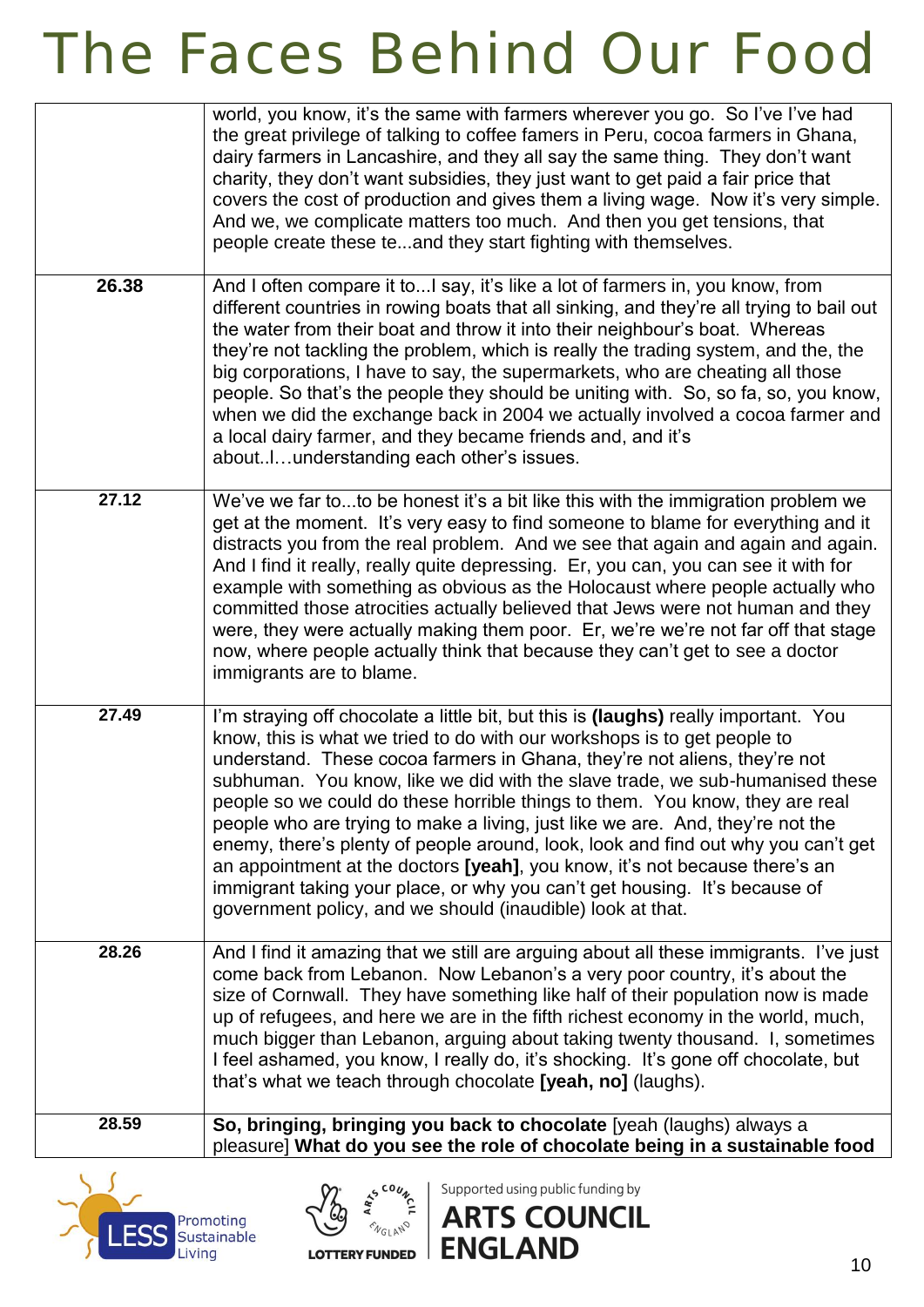| | |
|---|---|
| | world, you know, it's the same with farmers wherever you go. So I've I've had the great privilege of talking to coffee famers in Peru, cocoa farmers in Ghana, dairy farmers in Lancashire, and they all say the same thing. They don't want charity, they don't want subsidies, they just want to get paid a fair price that covers the cost of production and gives them a living wage. Now it's very simple. And we, we complicate matters too much. And then you get tensions, that people create these te...and they start fighting with themselves. |
| **26.38** | And I often compare it to...I say, it's like a lot of farmers in, you know, from different countries in rowing boats that all sinking, and they're all trying to bail out the water from their boat and throw it into their neighbour's boat. Whereas they're not tackling the problem, which is really the trading system, and the, the big corporations, I have to say, the supermarkets, who are cheating all those people. So that's the people they should be uniting with. So, so fa, so, you know, when we did the exchange back in 2004 we actually involved a cocoa farmer and a local dairy farmer, and they became friends and, and it's about..I…understanding each other's issues. |
| **27.12** | We've we far to...to be honest it's a bit like this with the immigration problem we get at the moment. It's very easy to find someone to blame for everything and it distracts you from the real problem. And we see that again and again and again. And I find it really, really quite depressing. Er, you can, you can see it with for example with something as obvious as the Holocaust where people actually who committed those atrocities actually believed that Jews were not human and they were, they were actually making them poor. Er, we're we're not far off that stage now, where people actually think that because they can't get to see a doctor immigrants are to blame. |
| **27.49** | I'm straying off chocolate a little bit, but this is **(laughs)** really important. You know, this is what we tried to do with our workshops is to get people to understand. These cocoa farmers in Ghana, they're not aliens, they're not subhuman. You know, like we did with the slave trade, we sub-humanised these people so we could do these horrible things to them. You know, they are real people who are trying to make a living, just like we are. And, they're not the enemy, there's plenty of people around, look, look and find out why you can't get an appointment at the doctors **[yeah]**, you know, it's not because there's an immigrant taking your place, or why you can't get housing. It's because of government policy, and we should (inaudible) look at that. |
| **28.26** | And I find it amazing that we still are arguing about all these immigrants. I've just come back from Lebanon. Now Lebanon's a very poor country, it's about the size of Cornwall. They have something like half of their population now is made up of refugees, and here we are in the fifth richest economy in the world, much, much bigger than Lebanon, arguing about taking twenty thousand. I, sometimes I feel ashamed, you know, I really do, it's shocking. It's gone off chocolate, but that's what we teach through chocolate **[yeah, no]** (laughs). |
| **28.59** | **So, bringing, bringing you back to chocolate** [yeah (laughs) always a pleasure] **What do you see the role of chocolate being in a sustainable food** |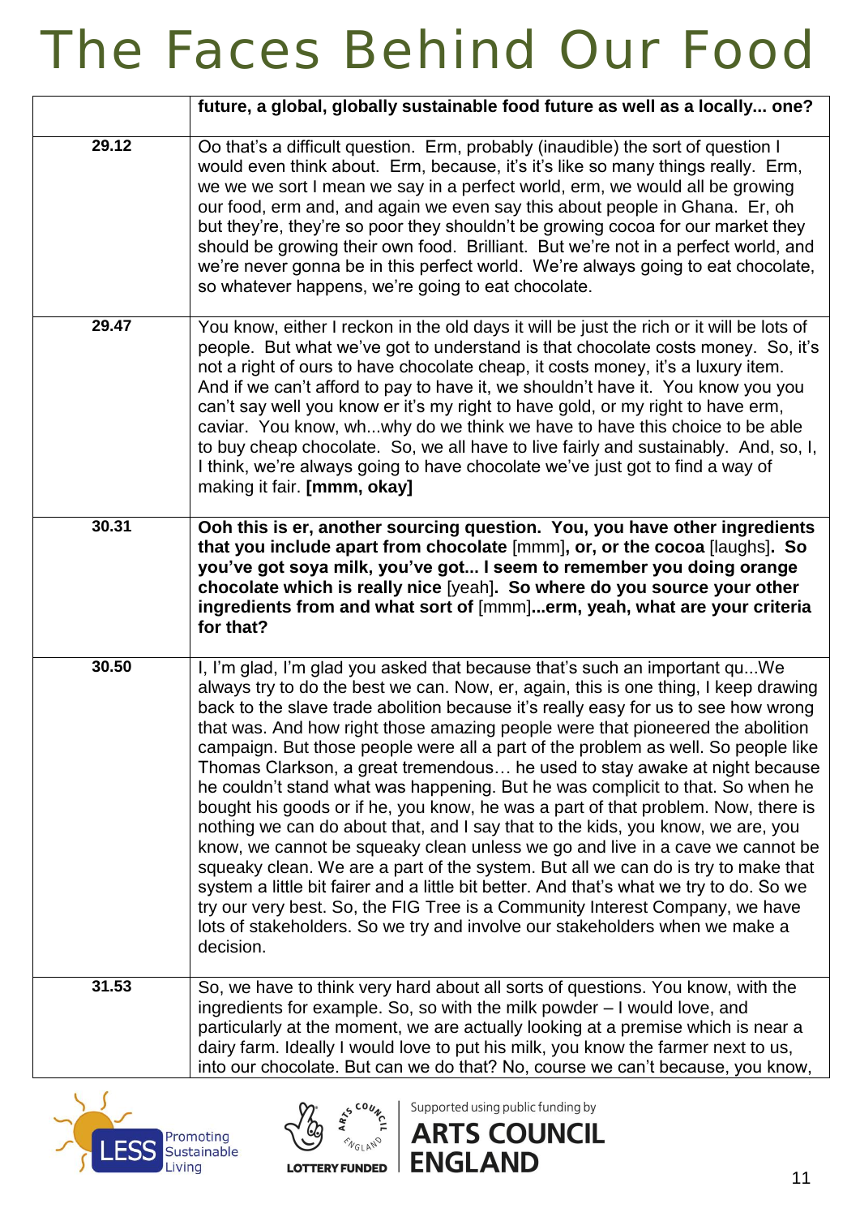| | |
|---|---|
| | **future, a global, globally sustainable food future as well as a locally... one?** |
| **29.12** | Oo that's a difficult question. Erm, probably (inaudible) the sort of question I would even think about. Erm, because, it's it's like so many things really. Erm, we we we sort I mean we say in a perfect world, erm, we would all be growing our food, erm and, and again we even say this about people in Ghana. Er, oh but they're, they're so poor they shouldn't be growing cocoa for our market they should be growing their own food. Brilliant. But we're not in a perfect world, and we're never gonna be in this perfect world. We're always going to eat chocolate, so whatever happens, we're going to eat chocolate. |
| **29.47** | You know, either I reckon in the old days it will be just the rich or it will be lots of people. But what we've got to understand is that chocolate costs money. So, it's not a right of ours to have chocolate cheap, it costs money, it's a luxury item. And if we can't afford to pay to have it, we shouldn't have it. You know you can't say well you know er it's my right to have gold, or my right to have erm, caviar. You know, wh...why do we think we have to have this choice to be able to buy cheap chocolate. So, we all have to live fairly and sustainably. And, so, I, I think, we're always going to have chocolate we've just got to find a way of making it fair. **[mmm, okay]** |
| **30.31** | **Ooh this is er, another sourcing question. You, you have other ingredients that you include apart from chocolate** [mmm]**, or, or the cocoa** [laughs]**. So you've got soya milk, you've got... I seem to remember you doing orange chocolate which is really nice** [yeah]**. So where do you source your other ingredients from and what sort of** [mmm]**...erm, yeah, what are your criteria for that?** |
| **30.50** | I, I'm glad, I'm glad you asked that because that's such an important qu...We always try to do the best we can. Now, er, again, this is one thing, I keep drawing back to the slave trade abolition because it's really easy for us to see how wrong that was. And how right those amazing people were that pioneered the abolition campaign. But those people were all a part of the problem as well. So people like Thomas Clarkson, a great tremendous… he used to stay awake at night because he couldn't stand what was happening. But he was complicit to that. So when he bought his goods or if he, you know, he was a part of that problem. Now, there is nothing we can do about that, and I say that to the kids, you know, we are, you know, we cannot be squeaky clean unless we go and live in a cave we cannot be squeaky clean. We are a part of the system. But all we can do is try to make that system a little bit fairer and a little bit better. And that's what we try to do. So we try our very best. So, the FIG Tree is a Community Interest Company, we have lots of stakeholders. So we try and involve our stakeholders when we make a decision. |
| **31.53** | So, we have to think very hard about all sorts of questions. You know, with the ingredients for example. So, so with the milk powder – I would love, and particularly at the moment, we are actually looking at a premise which is near a dairy farm. Ideally I would love to put his milk, you know the farmer next to us, into our chocolate. But can we do that? No, course we can't because, you know, |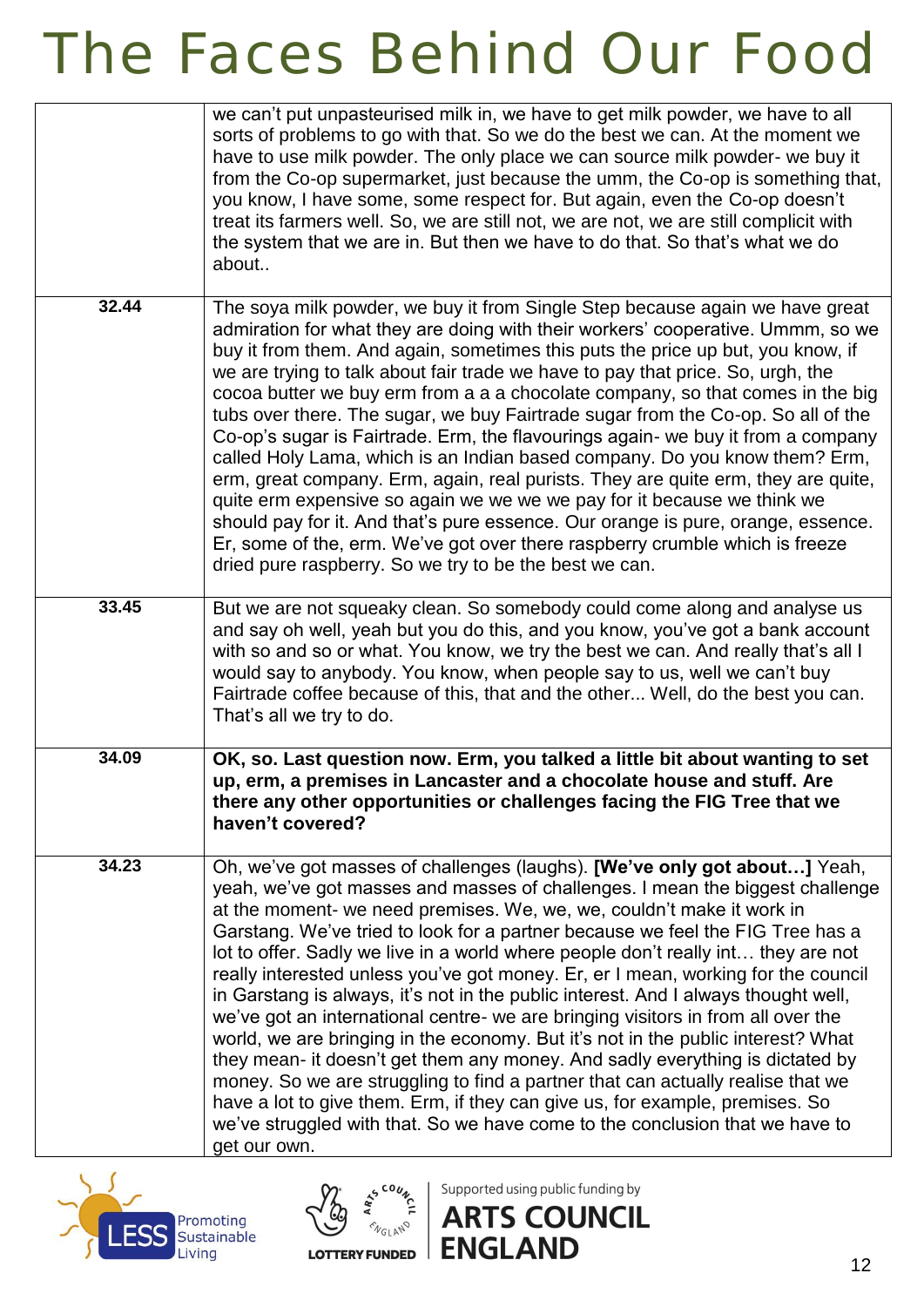| | |
|---|---|
| | we can't put unpasteurised milk in, we have to get milk powder, we have to all sorts of problems to go with that. So we do the best we can. At the moment we have to use milk powder. The only place we can source milk powder- we buy it from the Co-op supermarket, just because the umm, the Co-op is something that, you know, I have some, some respect for. But again, even the Co-op doesn't treat its farmers well. So, we are still not, we are not, we are still complicit with the system that we are in. But then we have to do that. So that's what we do about.. |
| 32.44 | The soya milk powder, we buy it from Single Step because again we have great admiration for what they are doing with their workers' cooperative. Ummm, so we buy it from them. And again, sometimes this puts the price up but, you know, if we are trying to talk about fair trade we have to pay that price. So, urgh, the cocoa butter we buy erm from a a a chocolate company, so that comes in the big tubs over there. The sugar, we buy Fairtrade sugar from the Co-op. So all of the Co-op's sugar is Fairtrade. Erm, the flavourings again- we buy it from a company called Holy Lama, which is an Indian based company. Do you know them? Erm, erm, great company. Erm, again, real purists. They are quite erm, they are quite, quite erm expensive so again we we we we pay for it because we think we should pay for it. And that's pure essence. Our orange is pure, orange, essence. Er, some of the, erm. We've got over there raspberry crumble which is freeze dried pure raspberry. So we try to be the best we can. |
| 33.45 | But we are not squeaky clean. So somebody could come along and analyse us and say oh well, yeah but you do this, and you know, you've got a bank account with so and so or what. You know, we try the best we can. And really that's all I would say to anybody. You know, when people say to us, well we can't buy Fairtrade coffee because of this, that and the other... Well, do the best you can. That's all we try to do. |
| 34.09 | **OK, so. Last question now. Erm, you talked a little bit about wanting to set up, erm, a premises in Lancaster and a chocolate house and stuff. Are there any other opportunities or challenges facing the FIG Tree that we haven't covered?** |
| 34.23 | Oh, we've got masses of challenges (laughs). **[We've only got about…]** Yeah, yeah, we've got masses and masses of challenges. I mean the biggest challenge at the moment- we need premises. We, we, we, couldn't make it work in Garstang. We've tried to look for a partner because we feel the FIG Tree has a lot to offer. Sadly we live in a world where people don't really int… they are not really interested unless you've got money. Er, er I mean, working for the council in Garstang is always, it's not in the public interest. And I always thought well, we've got an international centre- we are bringing visitors in from all over the world, we are bringing in the economy. But it's not in the public interest? What they mean- it doesn't get them any money. And sadly everything is dictated by money. So we are struggling to find a partner that can actually realise that we have a lot to give them. Erm, if they can give us, for example, premises. So we've struggled with that. So we have come to the conclusion that we have to get our own. |

Promoting Sustainable Living

Supported using public funding by ARTS COUNCIL ENGLAND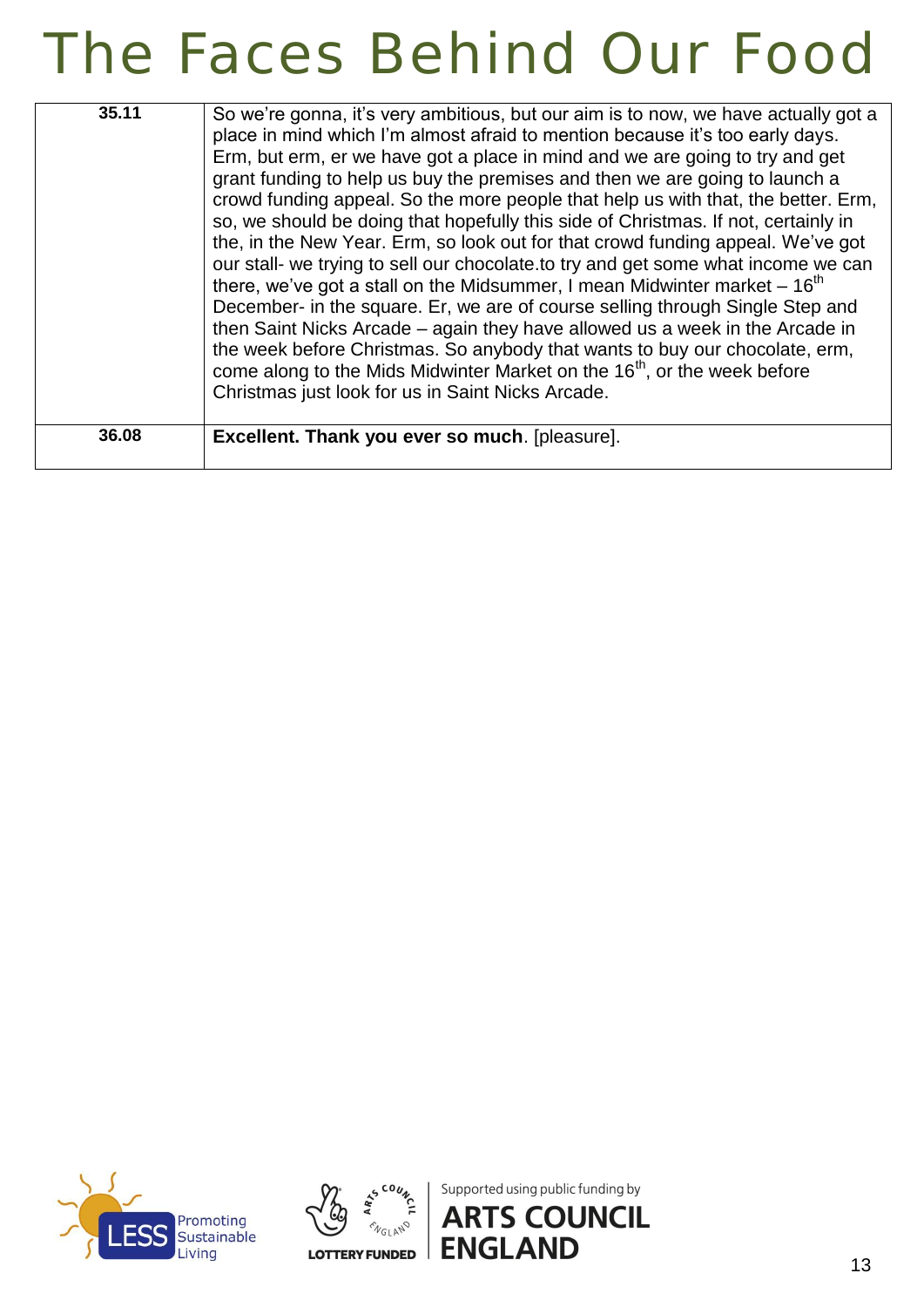| | |
|---|---|
| **35.11** | So we're gonna, it's very ambitious, but our aim is to now, we have actually got a place in mind which I'm almost afraid to mention because it's too early days. Erm, but erm, er we have got a place in mind and we are going to try and get grant funding to help us buy the premises and then we are going to launch a crowd funding appeal. So the more people that help us with that, the better. Erm, so, we should be doing that hopefully this side of Christmas. If not, certainly in the, in the New Year. Erm, so look out for that crowd funding appeal. We've got our stall- we trying to sell our chocolate.to try and get some what income we can there, we've got a stall on the Midsummer, I mean Midwinter market – 16th December- in the square. Er, we are of course selling through Single Step and then Saint Nicks Arcade – again they have allowed us a week in the Arcade in the week before Christmas. So anybody that wants to buy our chocolate, erm, come along to the Mids Midwinter Market on the 16th, or the week before Christmas just look for us in Saint Nicks Arcade. |
| **36.08** | **Excellent. Thank you ever so much**. [pleasure]. |

Promoting Sustainable Living

LESS

LOTTERY FUNDED

Supported using public funding by ARTS COUNCIL ENGLAND